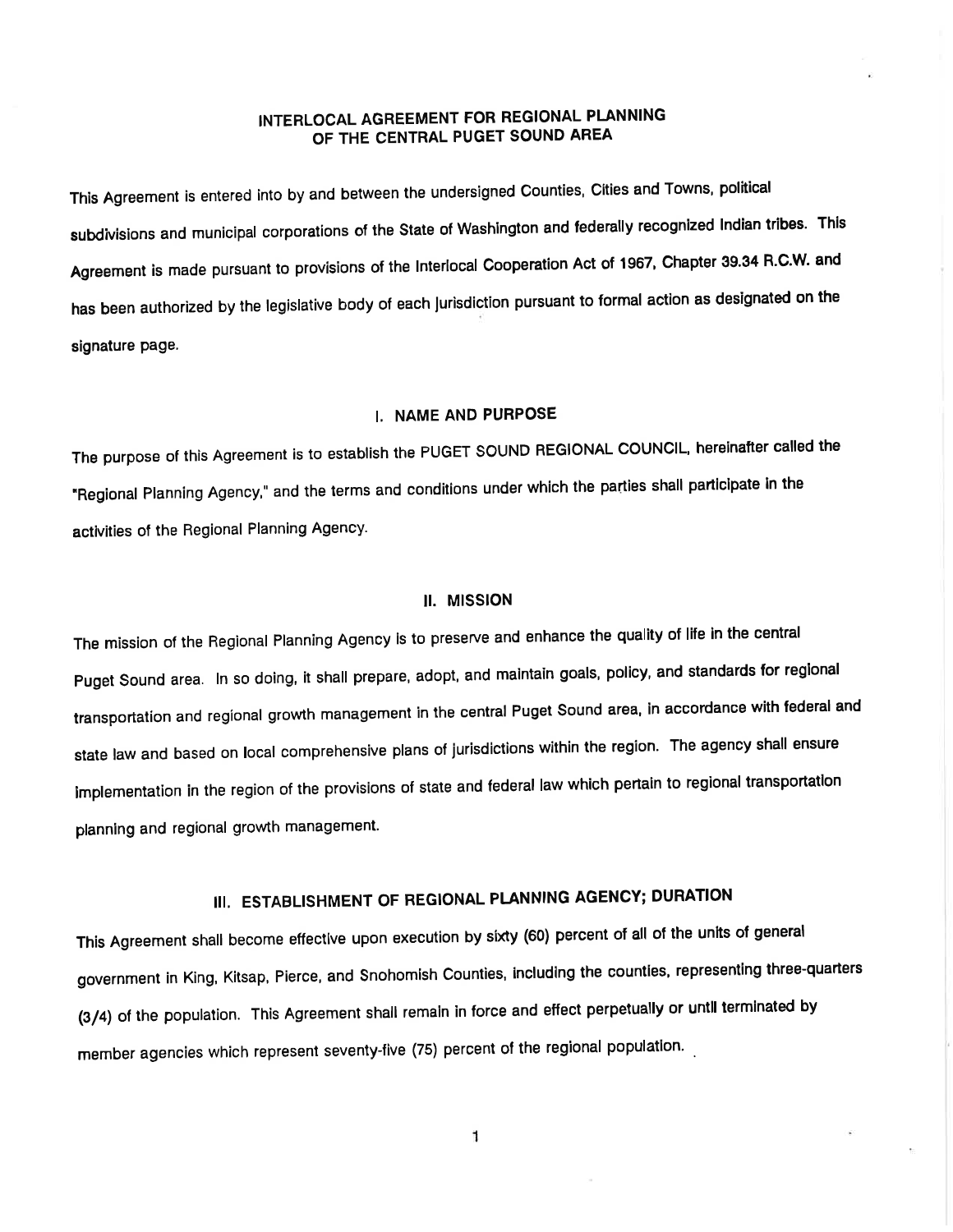# INTERLOCAL AGREEMENT FOR REGIONAL PLANNING OF THE CENTRAL PUGET SOUND AREA

This Agreement is entered into by and between the undersigned Counties, Cities and Towns, political subdivisions and municipal corporations of the State of Washington and federally recognized Indian tribes. This Agreement is made pursuant to provisions of the Interlocal Cooperation Act of 1967, Chapter 39.34 R.C.W. and has been authorized by the legislative body of each jurisdiction pursuant to formal action as designated on the signature page.

## I. NAME AND PURPOSE

The purpose of this Agreement is to establish the PUGET SOUND REGIONAL COUNCIL, hereinafter called the "Regional Planning Agency," and the terms and conditions under which the parties shall participate in the activities of the Regional Planning Agency.

## II. MISSION

The mission of the Regional Planning Agency is to preserve and enhance the quality of life in the central Puget Sound area. In so doing, it shall prepare, adopt, and maintain goals, policy, and standards for regional transportation and regional growth management in the central Puget Sound area, in accordance with federal and state law and based on local comprehensive plans of jurisdictions within the region. The agency shall ensure implementation in the region of the provisions of state and federal law which pertain to regional transportation planning and regional growth management.

## III. ESTABLISHMENT OF REGIONAL PLANNING AGENCY; DURATION

This Agreement shall become effective upon execution by sixty (60) percent of all of the units of general government in King, Kitsap, Pierce, and Snohomish Counties, including the counties, representing three-quarters (3/4) of the population. This Agreement shall remain in force and effect perpetually or until terminated by member agencies which represent seventy-five (75) percent of the regional population.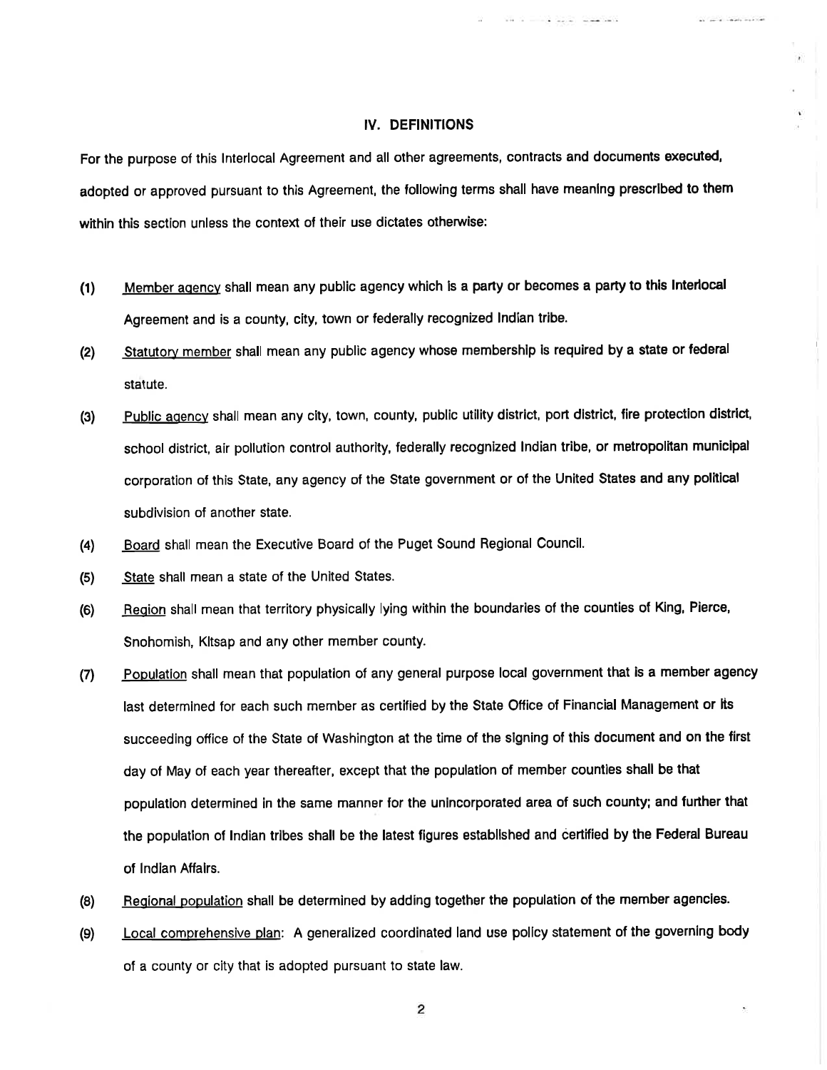## IV. DEFINITIONS

For the purpose of this Interlocal Agreement and all other agreements, contracts and documents executed, adopted or approved pursuant to this Agreement, the following terms shall have meaning prescribed to them within this section unless the context of their use dictates otherwise:

(1) Member agency shall mean any public agency which is a party or becomes a party to this Interlocal Agreement and is a county, city, town or federally recognized Indian tribe.

(2) Statutory member shall mean any public agency whose membership is required by a state or federal statute.

(3) Public agency shall mean any city, town, county, public utility district, port district, fire protection district, school district, air pollution control authority, federally recognized Indian tribe, or metropolitan municipal corporation of this State, any agency of the State government or of the United States and any political subdivision of another state.

(4) Board shall mean the Executive Board of the Puget Sound Regional Council.

(5) State shall mean a state of the United States.

(6) Region shall mean that territory physically lying within the boundaries of the counties of King, Pierce, Snohomish, Kitsap and any other member county.

(7) Population shall mean that population of any general purpose local government that is a member agency last determined for each such member as certified by the State Office of Financial Management or its succeeding office of the State of Washington at the time of the signing of this document and on the first day of May of each year thereafter, except that the population of member counties shall be that population determined in the same manner for the unincorporated area of such county; and further that the population of Indian tribes shall be the latest figures established and certified by the Federal Bureau of Indian Affairs.

(8) Regional population shall be determined by adding together the population of the member agencies.

(9) Local comprehensive plan: A generalized coordinated land use policy statement of the governing body of a county or city that is adopted pursuant to state law.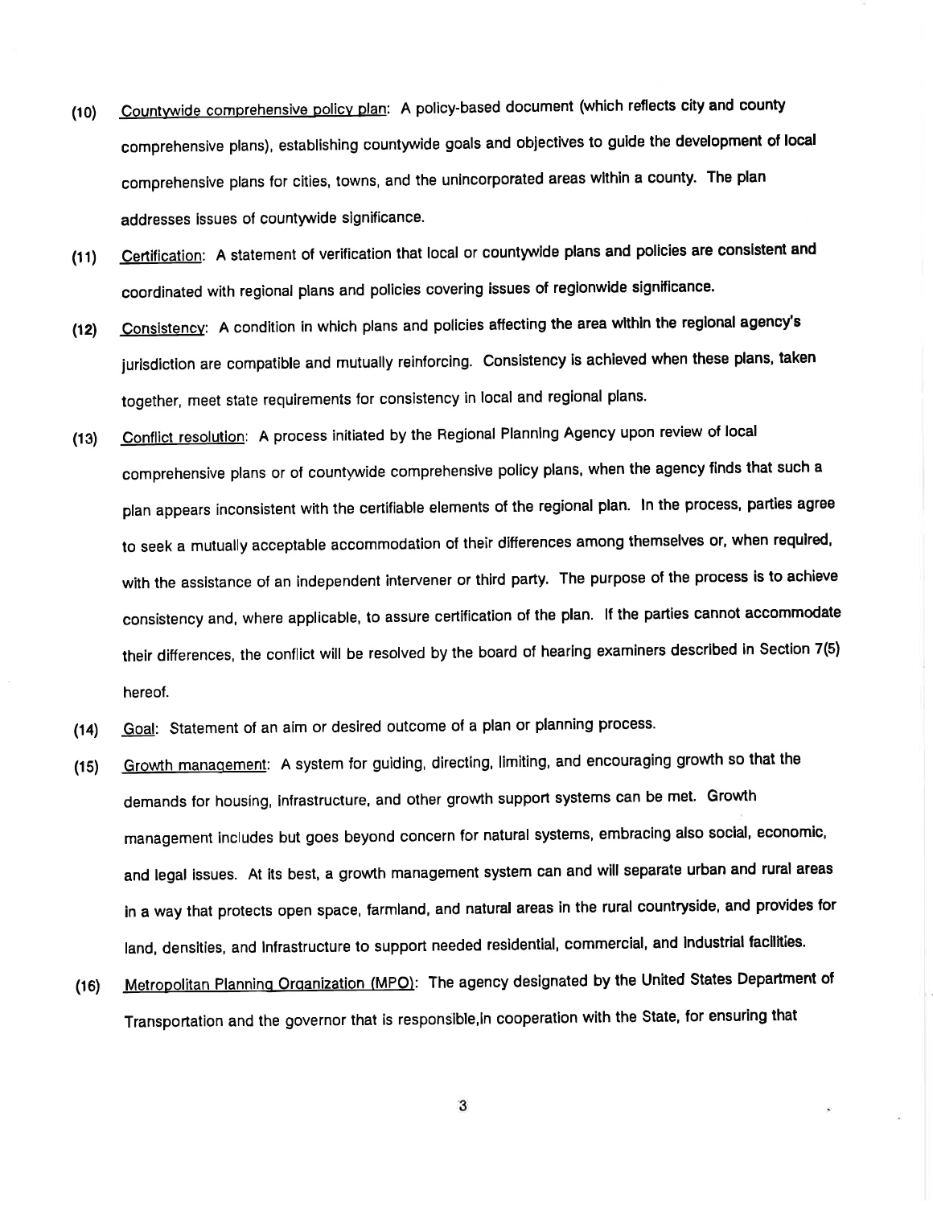(10) Countywide comprehensive policy plan: A policy-based document (which reflects city and county comprehensive plans), establishing countywide goals and objectives to guide the development of local comprehensive plans for cities, towns, and the unincorporated areas within a county. The plan addresses issues of countywide significance.

(11) Certification: A statement of verification that local or countywide plans and policies are consistent and coordinated with regional plans and policies covering issues of regionwide significance.

(12) Consistency: A condition in which plans and policies affecting the area within the regional agency's jurisdiction are compatible and mutually reinforcing. Consistency is achieved when these plans, taken together, meet state requirements for consistency in local and regional plans.

(13) Conflict resolution: A process initiated by the Regional Planning Agency upon review of local comprehensive plans or of countywide comprehensive policy plans, when the agency finds that such a plan appears inconsistent with the certifiable elements of the regional plan. In the process, parties agree to seek a mutually acceptable accommodation of their differences among themselves or, when required, with the assistance of an independent intervener or third party. The purpose of the process is to achieve consistency and, where applicable, to assure certification of the plan. If the parties cannot accommodate their differences, the conflict will be resolved by the board of hearing examiners described in Section 7(5) hereof.

(14) Goal: Statement of an aim or desired outcome of a plan or planning process.

(15) Growth management: A system for guiding, directing, limiting, and encouraging growth so that the demands for housing, infrastructure, and other growth support systems can be met. Growth management includes but goes beyond concern for natural systems, embracing also social, economic, and legal issues. At its best, a growth management system can and will separate urban and rural areas in a way that protects open space, farmland, and natural areas in the rural countryside, and provides for land, densities, and infrastructure to support needed residential, commercial, and industrial facilities.

(16) Metropolitan Planning Organization (MPO): The agency designated by the United States Department of Transportation and the governor that is responsible,in cooperation with the State, for ensuring that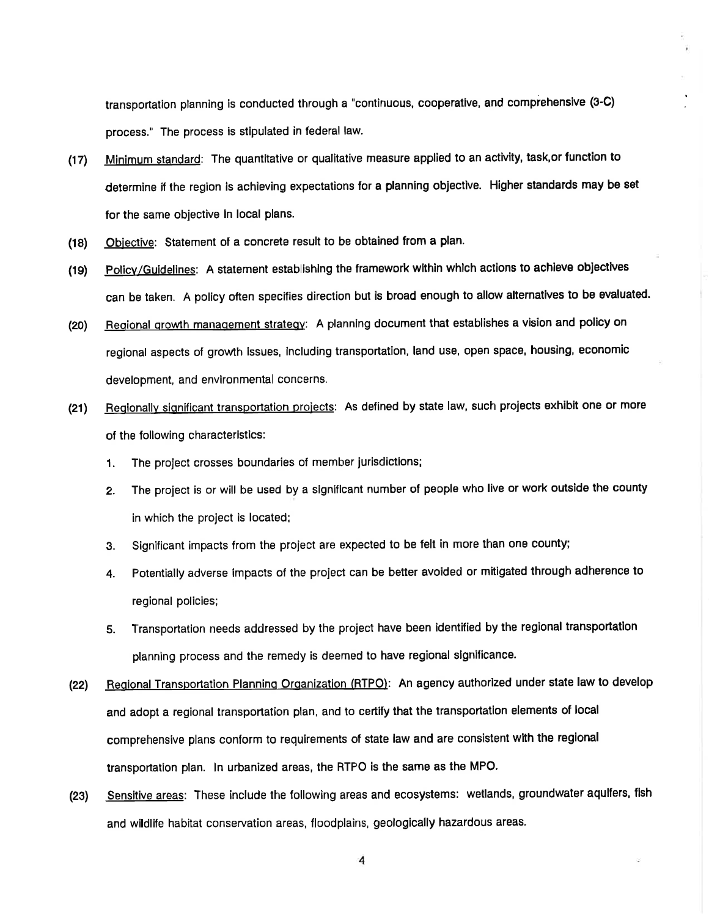transportation planning is conducted through a "continuous, cooperative, and comprehensive (3-C) process." The process is stipulated in federal law.

(17) <u>Minimum standard</u>: The quantitative or qualitative measure applied to an activity, task,or function to determine if the region is achieving expectations for a planning objective. Higher standards may be set for the same objective in local plans.

(18) <u>Objective</u>: Statement of a concrete result to be obtained from a plan.

(19) <u>Policy/Guidelines</u>: A statement establishing the framework within which actions to achieve objectives can be taken. A policy often specifies direction but is broad enough to allow alternatives to be evaluated.

(20) <u>Regional growth management strategy</u>: A planning document that establishes a vision and policy on regional aspects of growth issues, including transportation, land use, open space, housing, economic development, and environmental concerns.

(21) <u>Regionally significant transportation projects</u>: As defined by state law, such projects exhibit one or more of the following characteristics:

1. The project crosses boundaries of member jurisdictions;
2. The project is or will be used by a significant number of people who live or work outside the county in which the project is located;
3. Significant impacts from the project are expected to be felt in more than one county;
4. Potentially adverse impacts of the project can be better avoided or mitigated through adherence to regional policies;
5. Transportation needs addressed by the project have been identified by the regional transportation planning process and the remedy is deemed to have regional significance.

(22) <u>Regional Transportation Planning Organization (RTPO)</u>: An agency authorized under state law to develop and adopt a regional transportation plan, and to certify that the transportation elements of local comprehensive plans conform to requirements of state law and are consistent with the regional transportation plan. In urbanized areas, the RTPO is the same as the MPO.

(23) <u>Sensitive areas</u>: These include the following areas and ecosystems: wetlands, groundwater aquifers, fish and wildlife habitat conservation areas, floodplains, geologically hazardous areas.